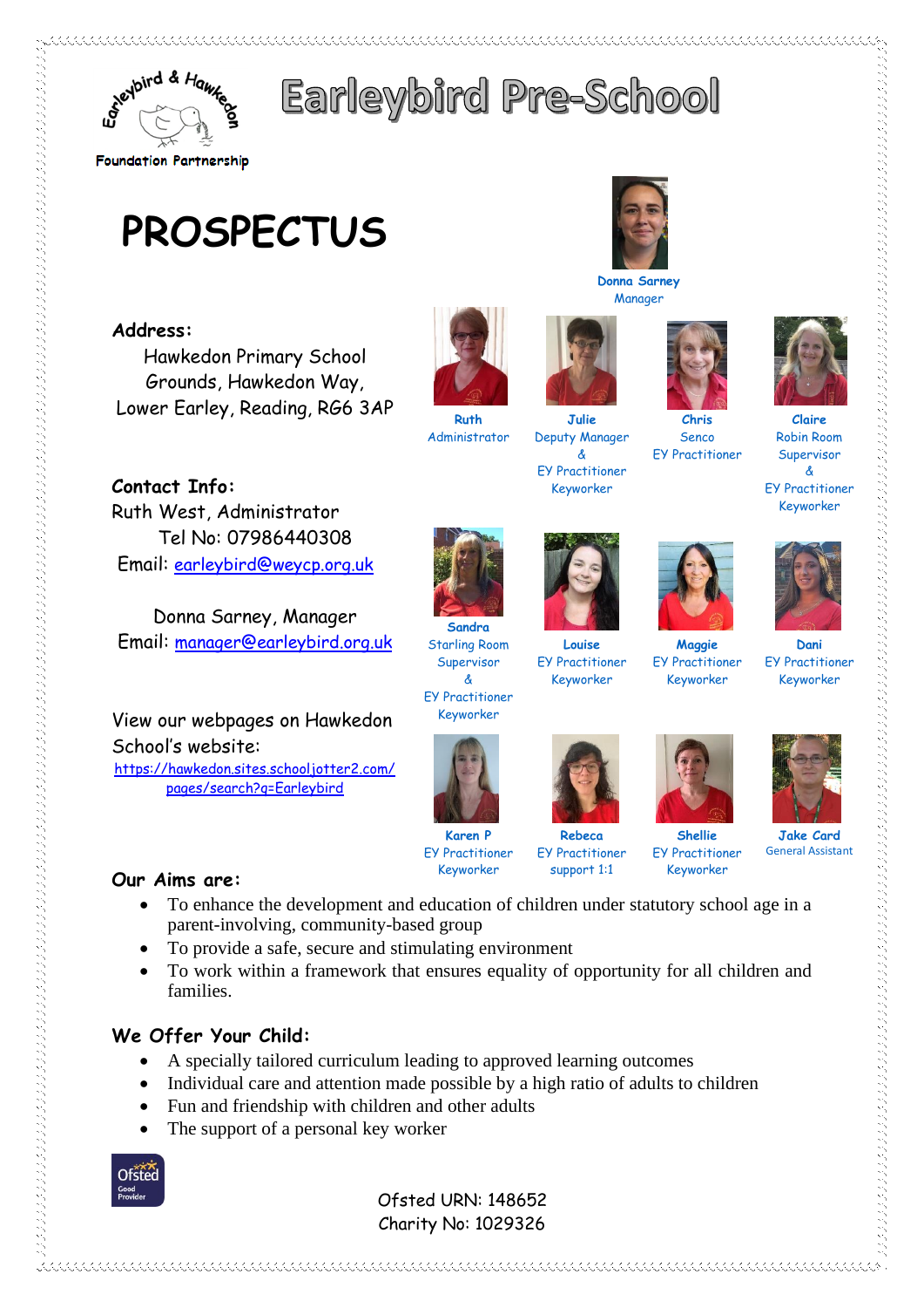Earleybird & Hawkedon

Foundation Partnership

# Earleybird Pre-School

# PROSPECTUS

**Donna Sarney**
Manager

**Address:**

Hawkedon Primary School Grounds, Hawkedon Way, Lower Earley, Reading, RG6 3AP

**Ruth**
Administrator

**Julie**
Deputy Manager & EY Practitioner Keyworker

**Chris**
Senco
EY Practitioner

**Claire**
Robin Room Supervisor & EY Practitioner Keyworker

**Contact Info:**

Ruth West, Administrator
Tel No: 07986440308
Email: earleybird@weycp.org.uk

Donna Sarney, Manager
Email: manager@earleybird.org.uk

**Sandra**
Starling Room Supervisor & EY Practitioner Keyworker

**Louise**
EY Practitioner Keyworker

**Maggie**
EY Practitioner Keyworker

**Dani**
EY Practitioner Keyworker

View our webpages on Hawkedon School's website:
https://hawkedon.sites.schooljotter2.com/pages/search?q=Earleybird

**Karen P**
EY Practitioner Keyworker

**Rebeca**
EY Practitioner support 1:1

**Shellie**
EY Practitioner Keyworker

**Jake Card**
General Assistant

## Our Aims are:

- To enhance the development and education of children under statutory school age in a parent-involving, community-based group
- To provide a safe, secure and stimulating environment
- To work within a framework that ensures equality of opportunity for all children and families.

## We Offer Your Child:

- A specially tailored curriculum leading to approved learning outcomes
- Individual care and attention made possible by a high ratio of adults to children
- Fun and friendship with children and other adults
- The support of a personal key worker

Ofsted Good Provider

Ofsted URN: 148652
Charity No: 1029326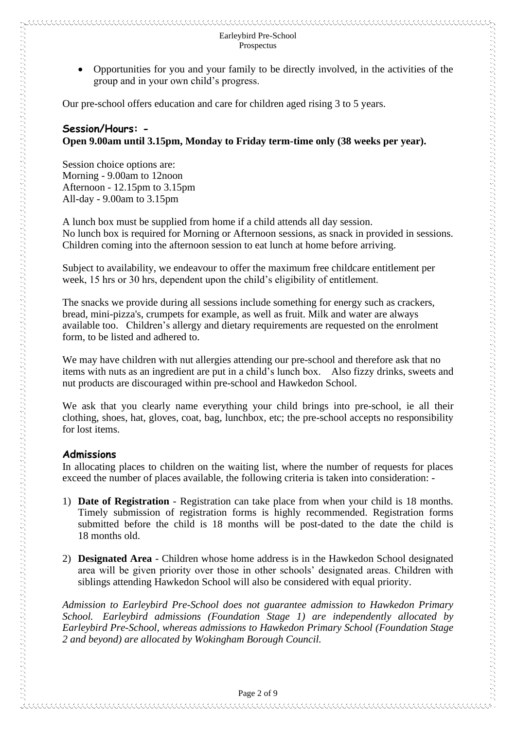- Opportunities for you and your family to be directly involved, in the activities of the group and in your own child's progress.

Our pre-school offers education and care for children aged rising 3 to 5 years.

## Session/Hours: -

**Open 9.00am until 3.15pm, Monday to Friday term-time only (38 weeks per year).**

Session choice options are:
Morning - 9.00am to 12noon
Afternoon - 12.15pm to 3.15pm
All-day - 9.00am to 3.15pm

A lunch box must be supplied from home if a child attends all day session.
No lunch box is required for Morning or Afternoon sessions, as snack in provided in sessions. Children coming into the afternoon session to eat lunch at home before arriving.

Subject to availability, we endeavour to offer the maximum free childcare entitlement per week, 15 hrs or 30 hrs, dependent upon the child's eligibility of entitlement.

The snacks we provide during all sessions include something for energy such as crackers, bread, mini-pizza's, crumpets for example, as well as fruit. Milk and water are always available too. Children's allergy and dietary requirements are requested on the enrolment form, to be listed and adhered to.

We may have children with nut allergies attending our pre-school and therefore ask that no items with nuts as an ingredient are put in a child's lunch box. Also fizzy drinks, sweets and nut products are discouraged within pre-school and Hawkedon School.

We ask that you clearly name everything your child brings into pre-school, ie all their clothing, shoes, hat, gloves, coat, bag, lunchbox, etc; the pre-school accepts no responsibility for lost items.

## Admissions

In allocating places to children on the waiting list, where the number of requests for places exceed the number of places available, the following criteria is taken into consideration: -

1) **Date of Registration** - Registration can take place from when your child is 18 months. Timely submission of registration forms is highly recommended. Registration forms submitted before the child is 18 months will be post-dated to the date the child is 18 months old.

2) **Designated Area** - Children whose home address is in the Hawkedon School designated area will be given priority over those in other schools' designated areas. Children with siblings attending Hawkedon School will also be considered with equal priority.

*Admission to Earleybird Pre-School does not guarantee admission to Hawkedon Primary School. Earleybird admissions (Foundation Stage 1) are independently allocated by Earleybird Pre-School, whereas admissions to Hawkedon Primary School (Foundation Stage 2 and beyond) are allocated by Wokingham Borough Council.*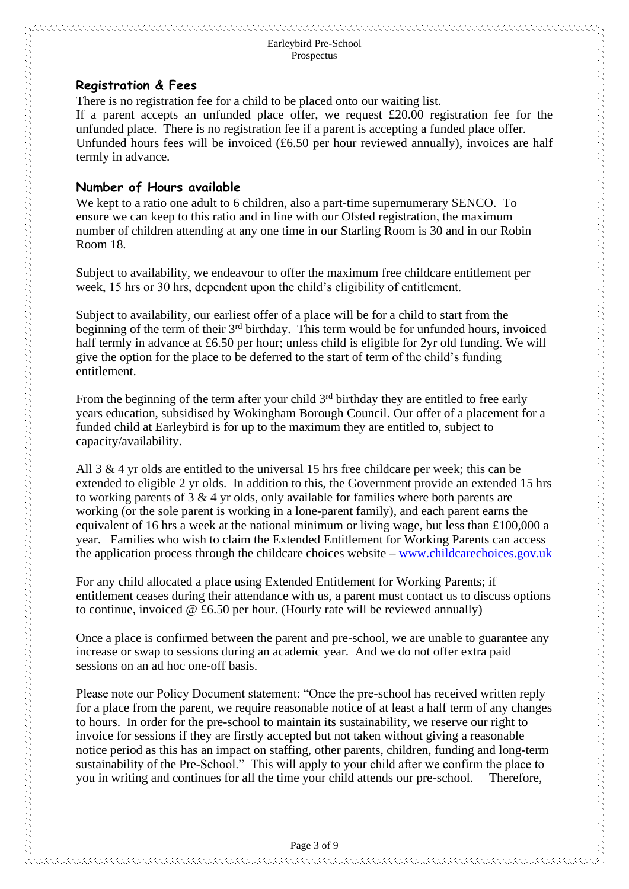## Registration & Fees

There is no registration fee for a child to be placed onto our waiting list.
If a parent accepts an unfunded place offer, we request £20.00 registration fee for the unfunded place. There is no registration fee if a parent is accepting a funded place offer.
Unfunded hours fees will be invoiced (£6.50 per hour reviewed annually), invoices are half termly in advance.

## Number of Hours available

We kept to a ratio one adult to 6 children, also a part-time supernumerary SENCO. To ensure we can keep to this ratio and in line with our Ofsted registration, the maximum number of children attending at any one time in our Starling Room is 30 and in our Robin Room 18.

Subject to availability, we endeavour to offer the maximum free childcare entitlement per week, 15 hrs or 30 hrs, dependent upon the child's eligibility of entitlement.

Subject to availability, our earliest offer of a place will be for a child to start from the beginning of the term of their 3rd birthday. This term would be for unfunded hours, invoiced half termly in advance at £6.50 per hour; unless child is eligible for 2yr old funding. We will give the option for the place to be deferred to the start of term of the child's funding entitlement.

From the beginning of the term after your child 3rd birthday they are entitled to free early years education, subsidised by Wokingham Borough Council. Our offer of a placement for a funded child at Earleybird is for up to the maximum they are entitled to, subject to capacity/availability.

All 3 & 4 yr olds are entitled to the universal 15 hrs free childcare per week; this can be extended to eligible 2 yr olds. In addition to this, the Government provide an extended 15 hrs to working parents of 3 & 4 yr olds, only available for families where both parents are working (or the sole parent is working in a lone-parent family), and each parent earns the equivalent of 16 hrs a week at the national minimum or living wage, but less than £100,000 a year. Families who wish to claim the Extended Entitlement for Working Parents can access the application process through the childcare choices website – [www.childcarechoices.gov.uk](http://www.childcarechoices.gov.uk)

For any child allocated a place using Extended Entitlement for Working Parents; if entitlement ceases during their attendance with us, a parent must contact us to discuss options to continue, invoiced @ £6.50 per hour. (Hourly rate will be reviewed annually)

Once a place is confirmed between the parent and pre-school, we are unable to guarantee any increase or swap to sessions during an academic year. And we do not offer extra paid sessions on an ad hoc one-off basis.

Please note our Policy Document statement: "Once the pre-school has received written reply for a place from the parent, we require reasonable notice of at least a half term of any changes to hours. In order for the pre-school to maintain its sustainability, we reserve our right to invoice for sessions if they are firstly accepted but not taken without giving a reasonable notice period as this has an impact on staffing, other parents, children, funding and long-term sustainability of the Pre-School." This will apply to your child after we confirm the place to you in writing and continues for all the time your child attends our pre-school. Therefore,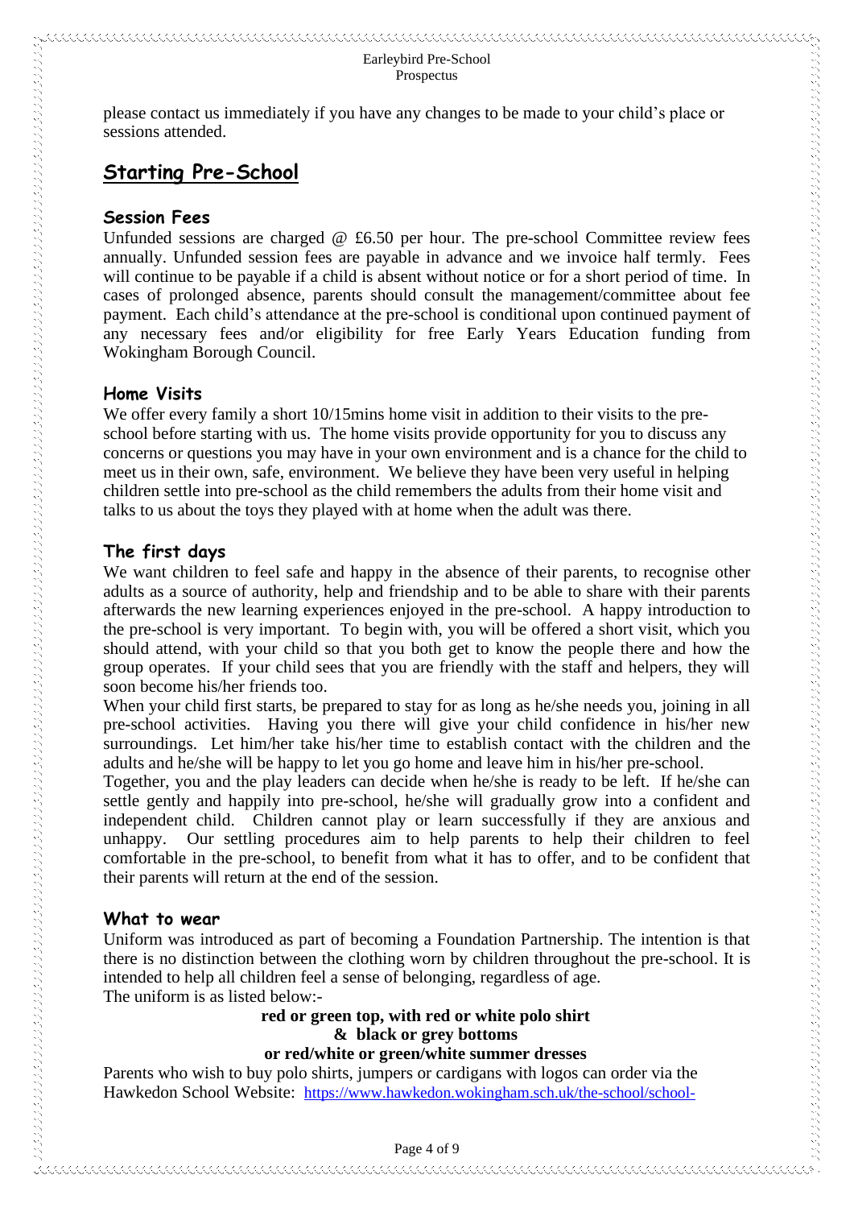please contact us immediately if you have any changes to be made to your child's place or sessions attended.

## Starting Pre-School

### Session Fees

Unfunded sessions are charged @ £6.50 per hour. The pre-school Committee review fees annually. Unfunded session fees are payable in advance and we invoice half termly. Fees will continue to be payable if a child is absent without notice or for a short period of time. In cases of prolonged absence, parents should consult the management/committee about fee payment. Each child's attendance at the pre-school is conditional upon continued payment of any necessary fees and/or eligibility for free Early Years Education funding from Wokingham Borough Council.

### Home Visits

We offer every family a short 10/15mins home visit in addition to their visits to the pre-school before starting with us. The home visits provide opportunity for you to discuss any concerns or questions you may have in your own environment and is a chance for the child to meet us in their own, safe, environment. We believe they have been very useful in helping children settle into pre-school as the child remembers the adults from their home visit and talks to us about the toys they played with at home when the adult was there.

### The first days

We want children to feel safe and happy in the absence of their parents, to recognise other adults as a source of authority, help and friendship and to be able to share with their parents afterwards the new learning experiences enjoyed in the pre-school. A happy introduction to the pre-school is very important. To begin with, you will be offered a short visit, which you should attend, with your child so that you both get to know the people there and how the group operates. If your child sees that you are friendly with the staff and helpers, they will soon become his/her friends too.

When your child first starts, be prepared to stay for as long as he/she needs you, joining in all pre-school activities. Having you there will give your child confidence in his/her new surroundings. Let him/her take his/her time to establish contact with the children and the adults and he/she will be happy to let you go home and leave him in his/her pre-school.

Together, you and the play leaders can decide when he/she is ready to be left. If he/she can settle gently and happily into pre-school, he/she will gradually grow into a confident and independent child. Children cannot play or learn successfully if they are anxious and unhappy. Our settling procedures aim to help parents to help their children to feel comfortable in the pre-school, to benefit from what it has to offer, and to be confident that their parents will return at the end of the session.

### What to wear

Uniform was introduced as part of becoming a Foundation Partnership. The intention is that there is no distinction between the clothing worn by children throughout the pre-school. It is intended to help all children feel a sense of belonging, regardless of age.

The uniform is as listed below:-

**red or green top, with red or white polo shirt**
**& black or grey bottoms**
**or red/white or green/white summer dresses**

Parents who wish to buy polo shirts, jumpers or cardigans with logos can order via the Hawkedon School Website: https://www.hawkedon.wokingham.sch.uk/the-school/school-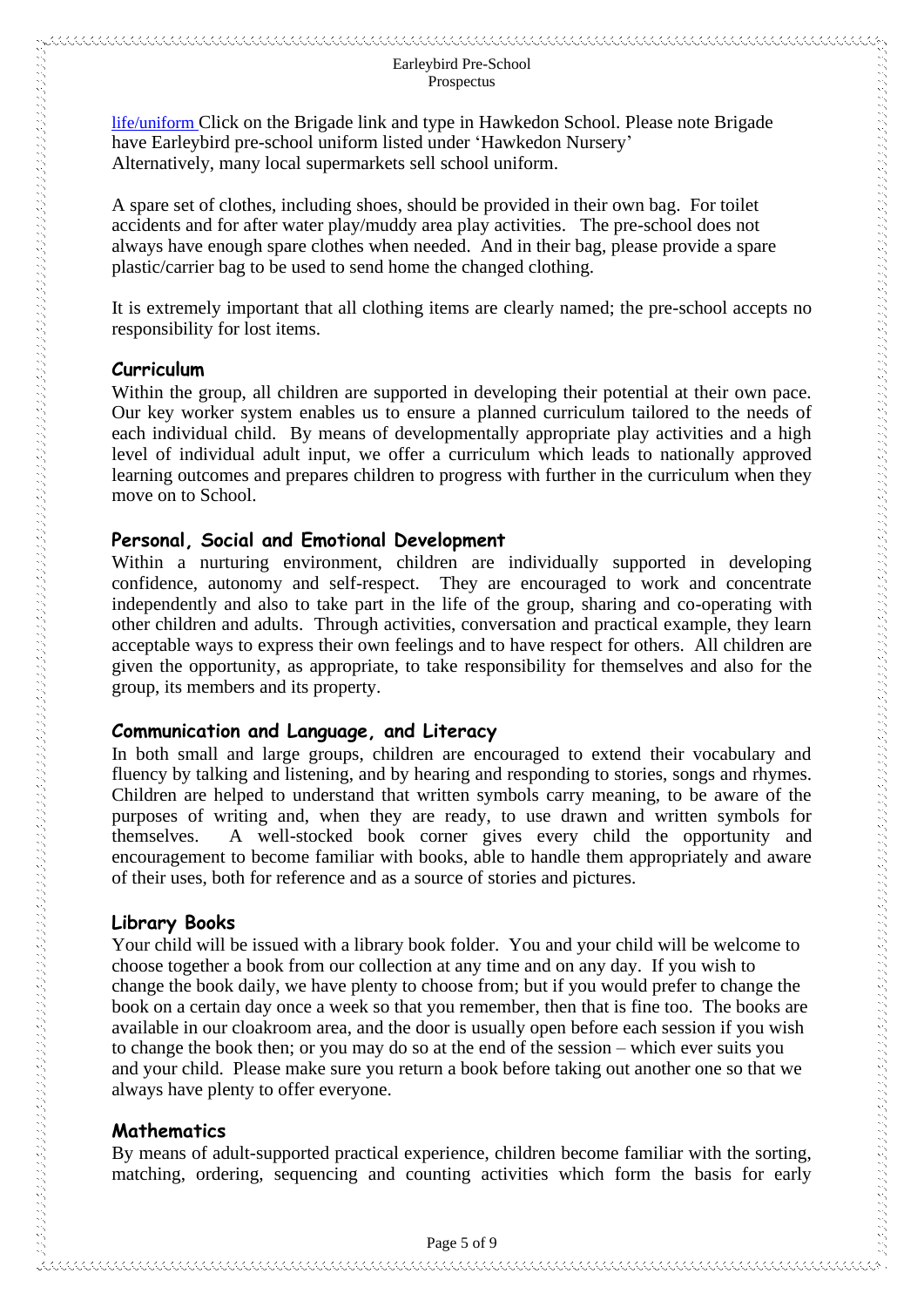life/uniform Click on the Brigade link and type in Hawkedon School. Please note Brigade have Earleybird pre-school uniform listed under 'Hawkedon Nursery' Alternatively, many local supermarkets sell school uniform.

A spare set of clothes, including shoes, should be provided in their own bag. For toilet accidents and for after water play/muddy area play activities. The pre-school does not always have enough spare clothes when needed. And in their bag, please provide a spare plastic/carrier bag to be used to send home the changed clothing.

It is extremely important that all clothing items are clearly named; the pre-school accepts no responsibility for lost items.

## Curriculum

Within the group, all children are supported in developing their potential at their own pace. Our key worker system enables us to ensure a planned curriculum tailored to the needs of each individual child. By means of developmentally appropriate play activities and a high level of individual adult input, we offer a curriculum which leads to nationally approved learning outcomes and prepares children to progress with further in the curriculum when they move on to School.

## Personal, Social and Emotional Development

Within a nurturing environment, children are individually supported in developing confidence, autonomy and self-respect. They are encouraged to work and concentrate independently and also to take part in the life of the group, sharing and co-operating with other children and adults. Through activities, conversation and practical example, they learn acceptable ways to express their own feelings and to have respect for others. All children are given the opportunity, as appropriate, to take responsibility for themselves and also for the group, its members and its property.

## Communication and Language, and Literacy

In both small and large groups, children are encouraged to extend their vocabulary and fluency by talking and listening, and by hearing and responding to stories, songs and rhymes. Children are helped to understand that written symbols carry meaning, to be aware of the purposes of writing and, when they are ready, to use drawn and written symbols for themselves. A well-stocked book corner gives every child the opportunity and encouragement to become familiar with books, able to handle them appropriately and aware of their uses, both for reference and as a source of stories and pictures.

## Library Books

Your child will be issued with a library book folder. You and your child will be welcome to choose together a book from our collection at any time and on any day. If you wish to change the book daily, we have plenty to choose from; but if you would prefer to change the book on a certain day once a week so that you remember, then that is fine too. The books are available in our cloakroom area, and the door is usually open before each session if you wish to change the book then; or you may do so at the end of the session – which ever suits you and your child. Please make sure you return a book before taking out another one so that we always have plenty to offer everyone.

## Mathematics

By means of adult-supported practical experience, children become familiar with the sorting, matching, ordering, sequencing and counting activities which form the basis for early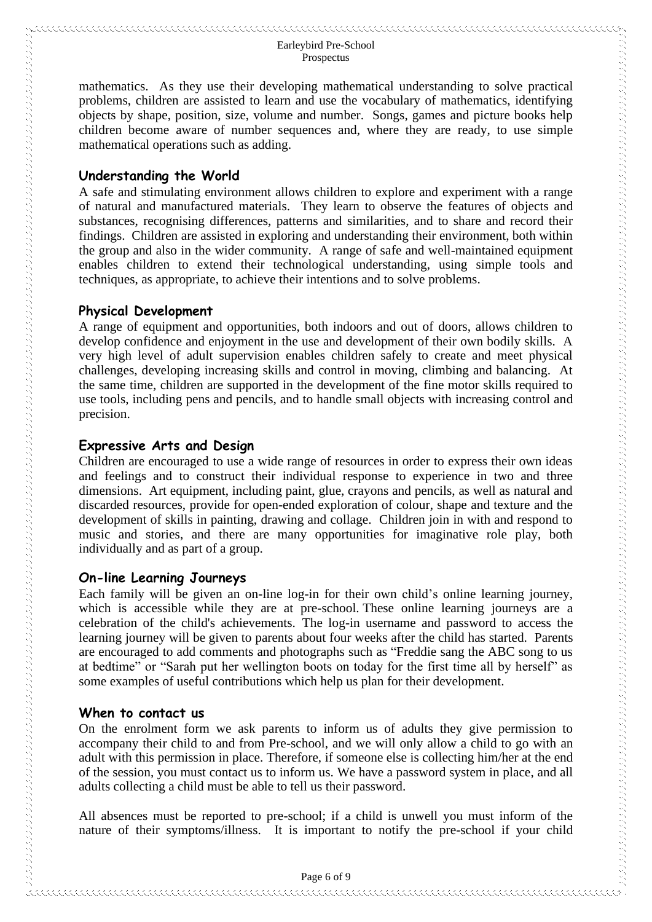mathematics. As they use their developing mathematical understanding to solve practical problems, children are assisted to learn and use the vocabulary of mathematics, identifying objects by shape, position, size, volume and number. Songs, games and picture books help children become aware of number sequences and, where they are ready, to use simple mathematical operations such as adding.

## Understanding the World

A safe and stimulating environment allows children to explore and experiment with a range of natural and manufactured materials. They learn to observe the features of objects and substances, recognising differences, patterns and similarities, and to share and record their findings. Children are assisted in exploring and understanding their environment, both within the group and also in the wider community. A range of safe and well-maintained equipment enables children to extend their technological understanding, using simple tools and techniques, as appropriate, to achieve their intentions and to solve problems.

## Physical Development

A range of equipment and opportunities, both indoors and out of doors, allows children to develop confidence and enjoyment in the use and development of their own bodily skills. A very high level of adult supervision enables children safely to create and meet physical challenges, developing increasing skills and control in moving, climbing and balancing. At the same time, children are supported in the development of the fine motor skills required to use tools, including pens and pencils, and to handle small objects with increasing control and precision.

## Expressive Arts and Design

Children are encouraged to use a wide range of resources in order to express their own ideas and feelings and to construct their individual response to experience in two and three dimensions. Art equipment, including paint, glue, crayons and pencils, as well as natural and discarded resources, provide for open-ended exploration of colour, shape and texture and the development of skills in painting, drawing and collage. Children join in with and respond to music and stories, and there are many opportunities for imaginative role play, both individually and as part of a group.

## On-line Learning Journeys

Each family will be given an on-line log-in for their own child's online learning journey, which is accessible while they are at pre-school. These online learning journeys are a celebration of the child's achievements. The log-in username and password to access the learning journey will be given to parents about four weeks after the child has started. Parents are encouraged to add comments and photographs such as "Freddie sang the ABC song to us at bedtime" or "Sarah put her wellington boots on today for the first time all by herself" as some examples of useful contributions which help us plan for their development.

## When to contact us

On the enrolment form we ask parents to inform us of adults they give permission to accompany their child to and from Pre-school, and we will only allow a child to go with an adult with this permission in place. Therefore, if someone else is collecting him/her at the end of the session, you must contact us to inform us. We have a password system in place, and all adults collecting a child must be able to tell us their password.

All absences must be reported to pre-school; if a child is unwell you must inform of the nature of their symptoms/illness. It is important to notify the pre-school if your child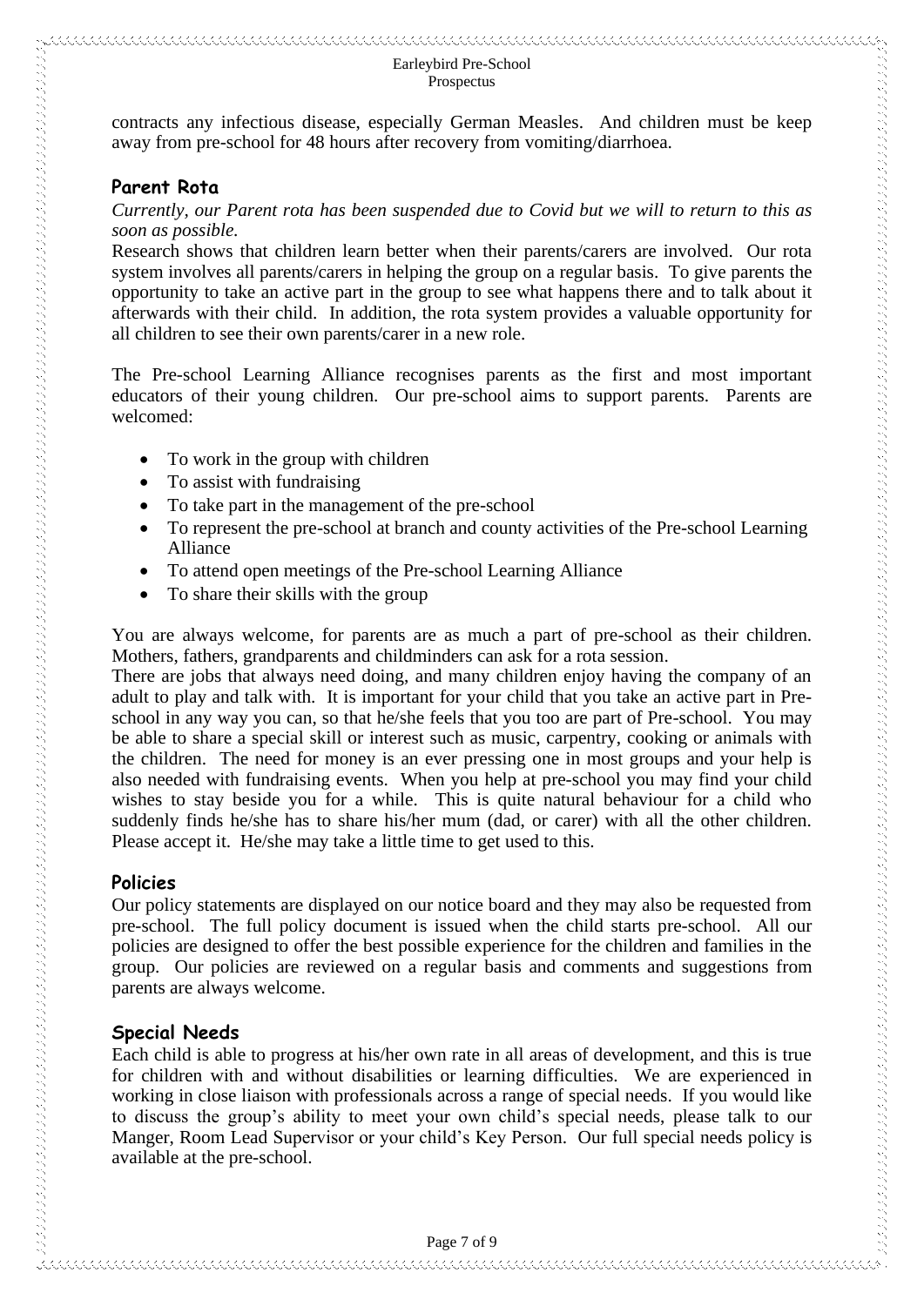contracts any infectious disease, especially German Measles. And children must be keep away from pre-school for 48 hours after recovery from vomiting/diarrhoea.

## Parent Rota

*Currently, our Parent rota has been suspended due to Covid but we will to return to this as soon as possible.*

Research shows that children learn better when their parents/carers are involved. Our rota system involves all parents/carers in helping the group on a regular basis. To give parents the opportunity to take an active part in the group to see what happens there and to talk about it afterwards with their child. In addition, the rota system provides a valuable opportunity for all children to see their own parents/carer in a new role.

The Pre-school Learning Alliance recognises parents as the first and most important educators of their young children. Our pre-school aims to support parents. Parents are welcomed:

- To work in the group with children
- To assist with fundraising
- To take part in the management of the pre-school
- To represent the pre-school at branch and county activities of the Pre-school Learning Alliance
- To attend open meetings of the Pre-school Learning Alliance
- To share their skills with the group

You are always welcome, for parents are as much a part of pre-school as their children. Mothers, fathers, grandparents and childminders can ask for a rota session.

There are jobs that always need doing, and many children enjoy having the company of an adult to play and talk with. It is important for your child that you take an active part in Pre-school in any way you can, so that he/she feels that you too are part of Pre-school. You may be able to share a special skill or interest such as music, carpentry, cooking or animals with the children. The need for money is an ever pressing one in most groups and your help is also needed with fundraising events. When you help at pre-school you may find your child wishes to stay beside you for a while. This is quite natural behaviour for a child who suddenly finds he/she has to share his/her mum (dad, or carer) with all the other children. Please accept it. He/she may take a little time to get used to this.

## Policies

Our policy statements are displayed on our notice board and they may also be requested from pre-school. The full policy document is issued when the child starts pre-school. All our policies are designed to offer the best possible experience for the children and families in the group. Our policies are reviewed on a regular basis and comments and suggestions from parents are always welcome.

## Special Needs

Each child is able to progress at his/her own rate in all areas of development, and this is true for children with and without disabilities or learning difficulties. We are experienced in working in close liaison with professionals across a range of special needs. If you would like to discuss the group's ability to meet your own child's special needs, please talk to our Manger, Room Lead Supervisor or your child's Key Person. Our full special needs policy is available at the pre-school.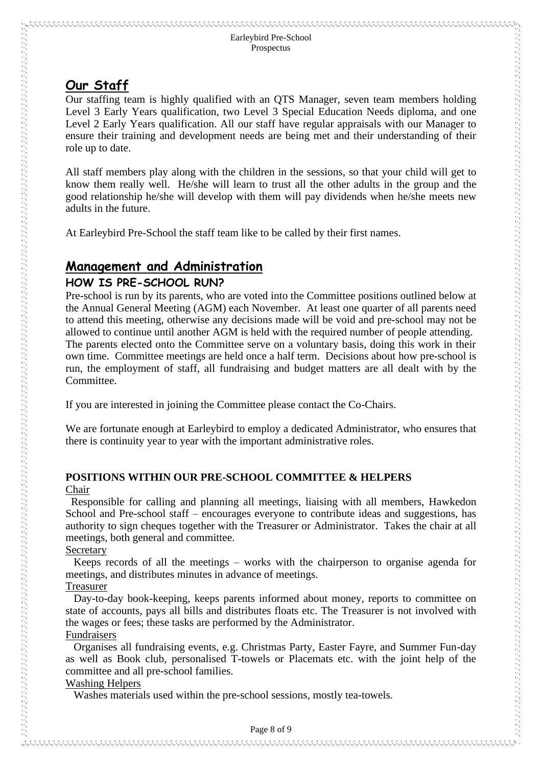## Our Staff

Our staffing team is highly qualified with an QTS Manager, seven team members holding Level 3 Early Years qualification, two Level 3 Special Education Needs diploma, and one Level 2 Early Years qualification. All our staff have regular appraisals with our Manager to ensure their training and development needs are being met and their understanding of their role up to date.

All staff members play along with the children in the sessions, so that your child will get to know them really well. He/she will learn to trust all the other adults in the group and the good relationship he/she will develop with them will pay dividends when he/she meets new adults in the future.

At Earleybird Pre-School the staff team like to be called by their first names.

## Management and Administration

### HOW IS PRE-SCHOOL RUN?

Pre-school is run by its parents, who are voted into the Committee positions outlined below at the Annual General Meeting (AGM) each November. At least one quarter of all parents need to attend this meeting, otherwise any decisions made will be void and pre-school may not be allowed to continue until another AGM is held with the required number of people attending. The parents elected onto the Committee serve on a voluntary basis, doing this work in their own time. Committee meetings are held once a half term. Decisions about how pre-school is run, the employment of staff, all fundraising and budget matters are all dealt with by the Committee.

If you are interested in joining the Committee please contact the Co-Chairs.

We are fortunate enough at Earleybird to employ a dedicated Administrator, who ensures that there is continuity year to year with the important administrative roles.

**POSITIONS WITHIN OUR PRE-SCHOOL COMMITTEE & HELPERS**

Chair

Responsible for calling and planning all meetings, liaising with all members, Hawkedon School and Pre-school staff – encourages everyone to contribute ideas and suggestions, has authority to sign cheques together with the Treasurer or Administrator. Takes the chair at all meetings, both general and committee.

Secretary

Keeps records of all the meetings – works with the chairperson to organise agenda for meetings, and distributes minutes in advance of meetings.

Treasurer

Day-to-day book-keeping, keeps parents informed about money, reports to committee on state of accounts, pays all bills and distributes floats etc. The Treasurer is not involved with the wages or fees; these tasks are performed by the Administrator.

Fundraisers

Organises all fundraising events, e.g. Christmas Party, Easter Fayre, and Summer Fun-day as well as Book club, personalised T-towels or Placemats etc. with the joint help of the committee and all pre-school families.

Washing Helpers

Washes materials used within the pre-school sessions, mostly tea-towels.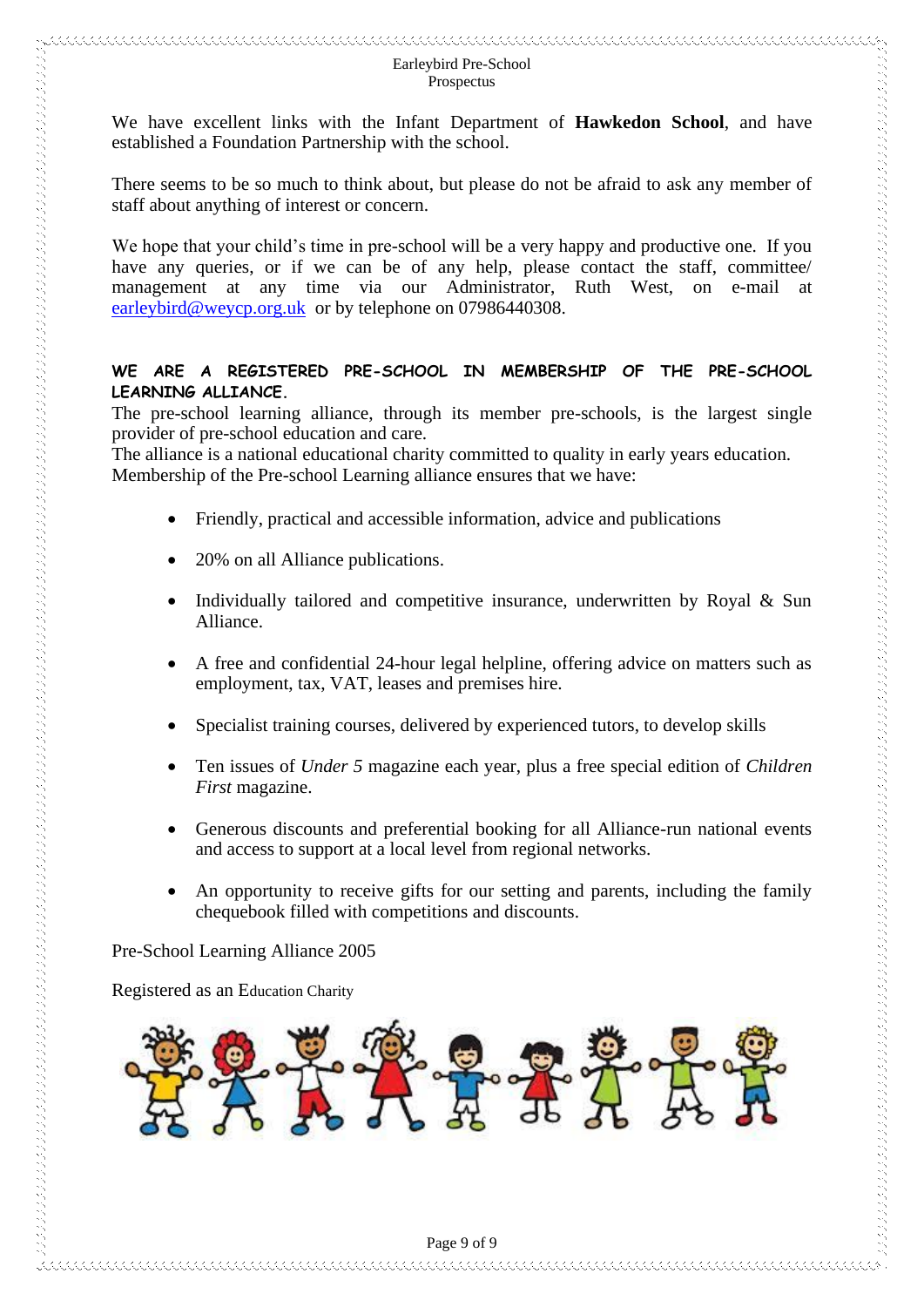We have excellent links with the Infant Department of **Hawkedon School**, and have established a Foundation Partnership with the school.

There seems to be so much to think about, but please do not be afraid to ask any member of staff about anything of interest or concern.

We hope that your child's time in pre-school will be a very happy and productive one. If you have any queries, or if we can be of any help, please contact the staff, committee/ management at any time via our Administrator, Ruth West, on e-mail at earleybird@weycp.org.uk or by telephone on 07986440308.

**WE ARE A REGISTERED PRE-SCHOOL IN MEMBERSHIP OF THE PRE-SCHOOL LEARNING ALLIANCE.**

The pre-school learning alliance, through its member pre-schools, is the largest single provider of pre-school education and care.
The alliance is a national educational charity committed to quality in early years education.
Membership of the Pre-school Learning alliance ensures that we have:

- Friendly, practical and accessible information, advice and publications
- 20% on all Alliance publications.
- Individually tailored and competitive insurance, underwritten by Royal & Sun Alliance.
- A free and confidential 24-hour legal helpline, offering advice on matters such as employment, tax, VAT, leases and premises hire.
- Specialist training courses, delivered by experienced tutors, to develop skills
- Ten issues of *Under 5* magazine each year, plus a free special edition of *Children First* magazine.
- Generous discounts and preferential booking for all Alliance-run national events and access to support at a local level from regional networks.
- An opportunity to receive gifts for our setting and parents, including the family chequebook filled with competitions and discounts.

Pre-School Learning Alliance 2005

Registered as an Education Charity